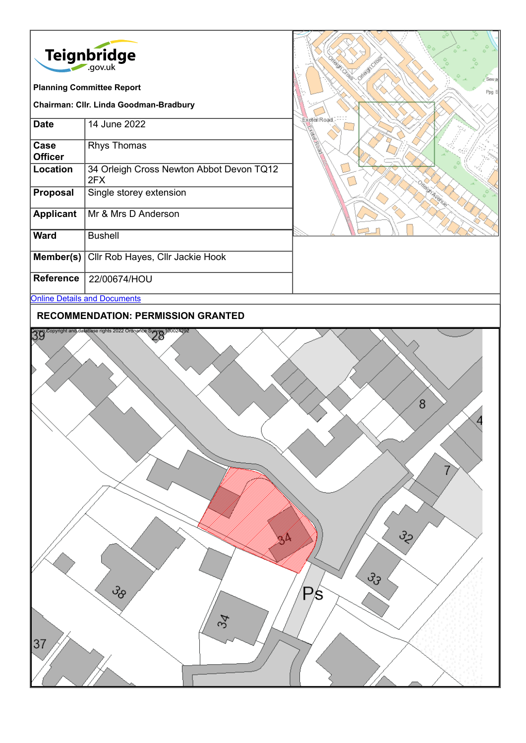Teignbridge .gov.uk

**Planning Committee Report**

**Chairman: Cllr. Linda Goodman-Bradbury**

| | |
|---|---|
| **Date** | 14 June 2022 |
| **Case Officer** | Rhys Thomas |
| **Location** | 34 Orleigh Cross Newton Abbot Devon TQ12 2FX |
| **Proposal** | Single storey extension |
| **Applicant** | Mr & Mrs D Anderson |
| **Ward** | Bushell |
| **Member(s)** | Cllr Rob Hayes, Cllr Jackie Hook |
| **Reference** | 22/00674/HOU |

[Online Details and Documents]

**RECOMMENDATION: PERMISSION GRANTED**

Crown Copyright and database rights 2022 Ordnance Survey 100024292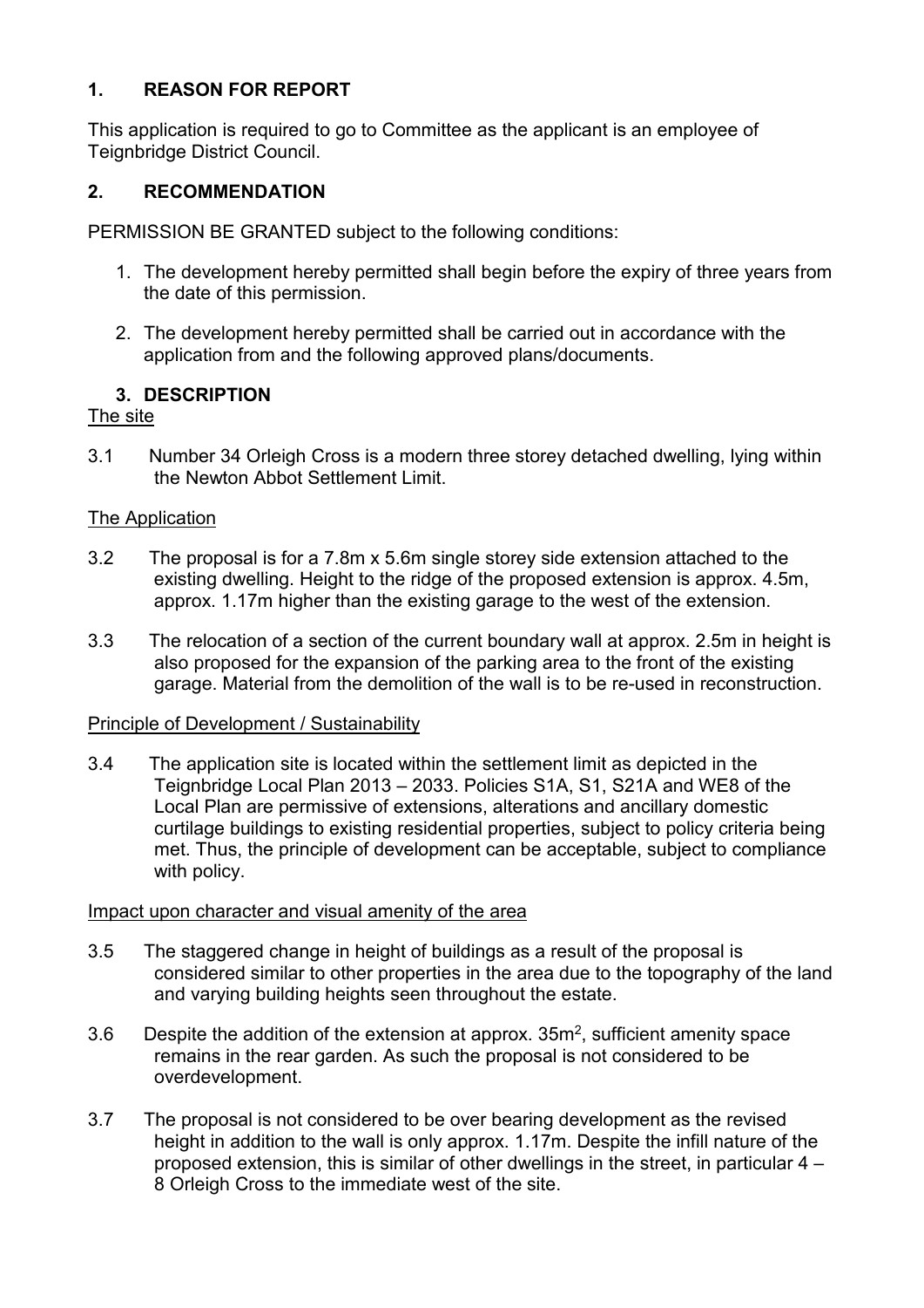## 1. REASON FOR REPORT

This application is required to go to Committee as the applicant is an employee of Teignbridge District Council.

## 2. RECOMMENDATION

PERMISSION BE GRANTED subject to the following conditions:

1. The development hereby permitted shall begin before the expiry of three years from the date of this permission.
2. The development hereby permitted shall be carried out in accordance with the application from and the following approved plans/documents.

## 3. DESCRIPTION

The site

3.1 Number 34 Orleigh Cross is a modern three storey detached dwelling, lying within the Newton Abbot Settlement Limit.

The Application

3.2 The proposal is for a 7.8m x 5.6m single storey side extension attached to the existing dwelling. Height to the ridge of the proposed extension is approx. 4.5m, approx. 1.17m higher than the existing garage to the west of the extension.

3.3 The relocation of a section of the current boundary wall at approx. 2.5m in height is also proposed for the expansion of the parking area to the front of the existing garage. Material from the demolition of the wall is to be re-used in reconstruction.

Principle of Development / Sustainability

3.4 The application site is located within the settlement limit as depicted in the Teignbridge Local Plan 2013 – 2033. Policies S1A, S1, S21A and WE8 of the Local Plan are permissive of extensions, alterations and ancillary domestic curtilage buildings to existing residential properties, subject to policy criteria being met. Thus, the principle of development can be acceptable, subject to compliance with policy.

Impact upon character and visual amenity of the area

3.5 The staggered change in height of buildings as a result of the proposal is considered similar to other properties in the area due to the topography of the land and varying building heights seen throughout the estate.

3.6 Despite the addition of the extension at approx. $35m^2$, sufficient amenity space remains in the rear garden. As such the proposal is not considered to be overdevelopment.

3.7 The proposal is not considered to be over bearing development as the revised height in addition to the wall is only approx. 1.17m. Despite the infill nature of the proposed extension, this is similar of other dwellings in the street, in particular 4 – 8 Orleigh Cross to the immediate west of the site.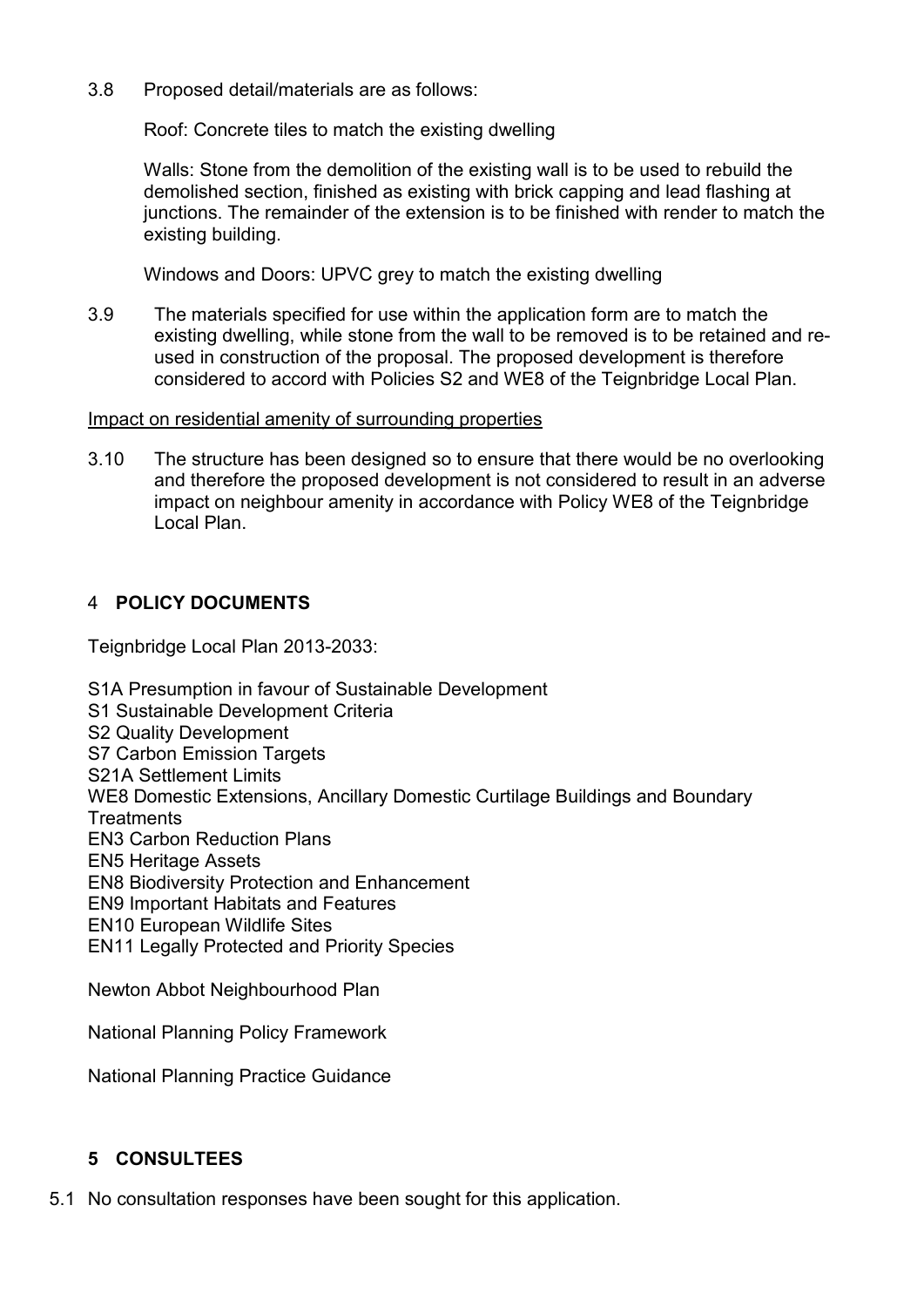3.8 Proposed detail/materials are as follows:

Roof: Concrete tiles to match the existing dwelling

Walls: Stone from the demolition of the existing wall is to be used to rebuild the demolished section, finished as existing with brick capping and lead flashing at junctions. The remainder of the extension is to be finished with render to match the existing building.

Windows and Doors: UPVC grey to match the existing dwelling

3.9 The materials specified for use within the application form are to match the existing dwelling, while stone from the wall to be removed is to be retained and re-used in construction of the proposal. The proposed development is therefore considered to accord with Policies S2 and WE8 of the Teignbridge Local Plan.

Impact on residential amenity of surrounding properties

3.10 The structure has been designed so to ensure that there would be no overlooking and therefore the proposed development is not considered to result in an adverse impact on neighbour amenity in accordance with Policy WE8 of the Teignbridge Local Plan.

## 4 POLICY DOCUMENTS

Teignbridge Local Plan 2013-2033:

S1A Presumption in favour of Sustainable Development
S1 Sustainable Development Criteria
S2 Quality Development
S7 Carbon Emission Targets
S21A Settlement Limits
WE8 Domestic Extensions, Ancillary Domestic Curtilage Buildings and Boundary Treatments
EN3 Carbon Reduction Plans
EN5 Heritage Assets
EN8 Biodiversity Protection and Enhancement
EN9 Important Habitats and Features
EN10 European Wildlife Sites
EN11 Legally Protected and Priority Species

Newton Abbot Neighbourhood Plan

National Planning Policy Framework

National Planning Practice Guidance

## 5 CONSULTEES

5.1 No consultation responses have been sought for this application.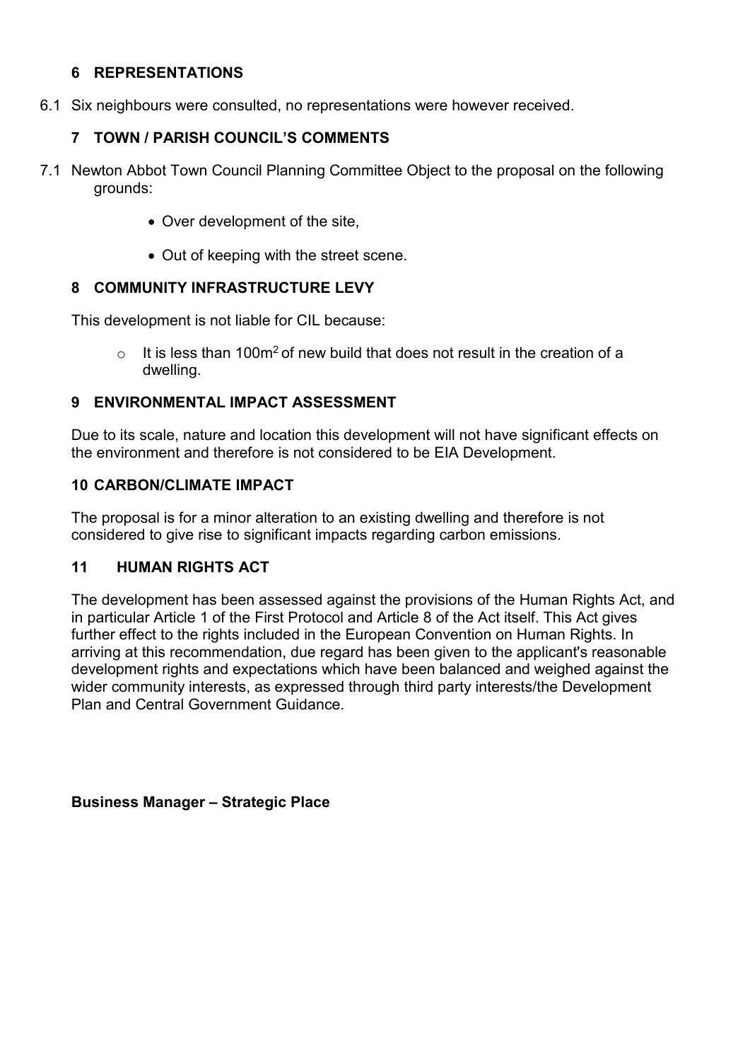## 6 REPRESENTATIONS

6.1 Six neighbours were consulted, no representations were however received.

## 7 TOWN / PARISH COUNCIL'S COMMENTS

7.1 Newton Abbot Town Council Planning Committee Object to the proposal on the following grounds:

- Over development of the site,
- Out of keeping with the street scene.

## 8 COMMUNITY INFRASTRUCTURE LEVY

This development is not liable for CIL because:

- It is less than $100m^2$ of new build that does not result in the creation of a dwelling.

## 9 ENVIRONMENTAL IMPACT ASSESSMENT

Due to its scale, nature and location this development will not have significant effects on the environment and therefore is not considered to be EIA Development.

## 10 CARBON/CLIMATE IMPACT

The proposal is for a minor alteration to an existing dwelling and therefore is not considered to give rise to significant impacts regarding carbon emissions.

## 11 HUMAN RIGHTS ACT

The development has been assessed against the provisions of the Human Rights Act, and in particular Article 1 of the First Protocol and Article 8 of the Act itself. This Act gives further effect to the rights included in the European Convention on Human Rights. In arriving at this recommendation, due regard has been given to the applicant's reasonable development rights and expectations which have been balanced and weighed against the wider community interests, as expressed through third party interests/the Development Plan and Central Government Guidance.

**Business Manager – Strategic Place**